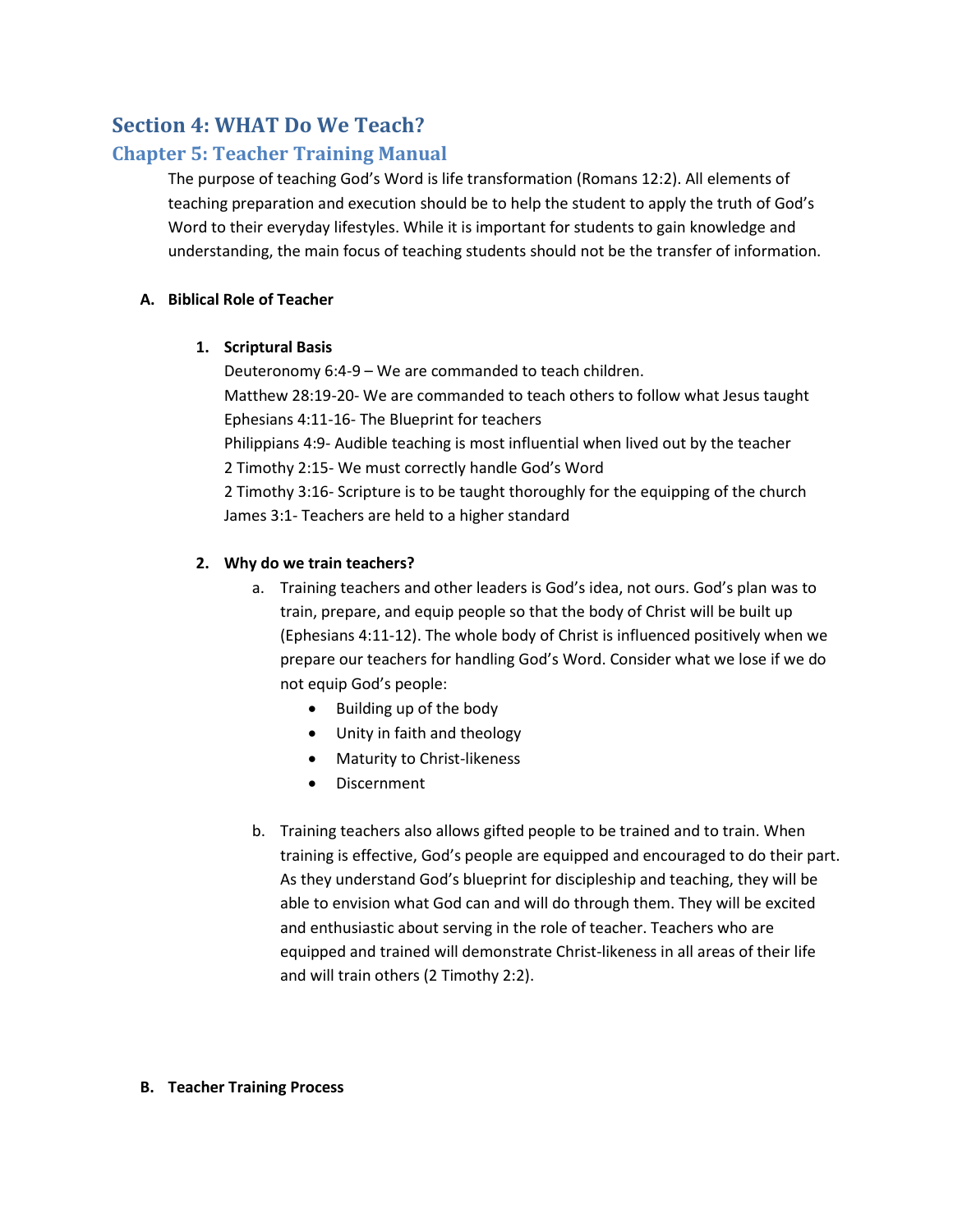# Section 4: WHAT Do We Teach?

## Chapter 5: Teacher Training Manual

The purpose of teaching God's Word is life transformation (Romans 12:2). All elements of teaching preparation and execution should be to help the student to apply the truth of God's Word to their everyday lifestyles. While it is important for students to gain knowledge and understanding, the main focus of teaching students should not be the transfer of information.

### A. Biblical Role of Teacher

#### 1. Scriptural Basis

Deuteronomy 6:4-9 – We are commanded to teach children.
Matthew 28:19-20- We are commanded to teach others to follow what Jesus taught
Ephesians 4:11-16- The Blueprint for teachers
Philippians 4:9- Audible teaching is most influential when lived out by the teacher
2 Timothy 2:15- We must correctly handle God's Word
2 Timothy 3:16- Scripture is to be taught thoroughly for the equipping of the church
James 3:1- Teachers are held to a higher standard

#### 2. Why do we train teachers?

a. Training teachers and other leaders is God's idea, not ours. God's plan was to train, prepare, and equip people so that the body of Christ will be built up (Ephesians 4:11-12). The whole body of Christ is influenced positively when we prepare our teachers for handling God's Word. Consider what we lose if we do not equip God's people:

- Building up of the body
- Unity in faith and theology
- Maturity to Christ-likeness
- Discernment

b. Training teachers also allows gifted people to be trained and to train. When training is effective, God's people are equipped and encouraged to do their part. As they understand God's blueprint for discipleship and teaching, they will be able to envision what God can and will do through them. They will be excited and enthusiastic about serving in the role of teacher. Teachers who are equipped and trained will demonstrate Christ-likeness in all areas of their life and will train others (2 Timothy 2:2).

### B. Teacher Training Process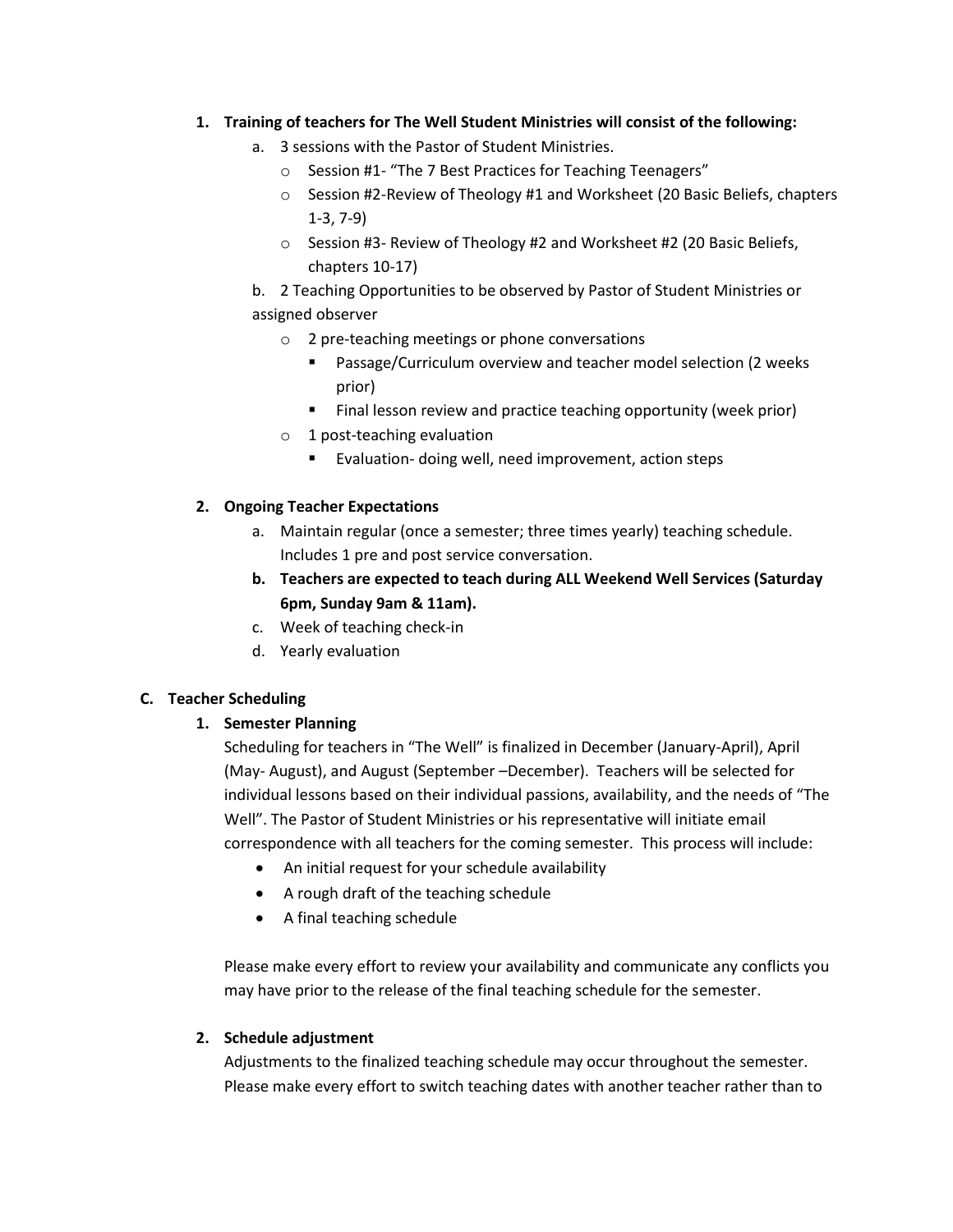1. **Training of teachers for The Well Student Ministries will consist of the following:**
    a. 3 sessions with the Pastor of Student Ministries.
        - Session #1- "The 7 Best Practices for Teaching Teenagers"
        - Session #2-Review of Theology #1 and Worksheet (20 Basic Beliefs, chapters 1-3, 7-9)
        - Session #3- Review of Theology #2 and Worksheet #2 (20 Basic Beliefs, chapters 10-17)

    b. 2 Teaching Opportunities to be observed by Pastor of Student Ministries or assigned observer
        - 2 pre-teaching meetings or phone conversations
            - Passage/Curriculum overview and teacher model selection (2 weeks prior)
            - Final lesson review and practice teaching opportunity (week prior)
        - 1 post-teaching evaluation
            - Evaluation- doing well, need improvement, action steps

2. **Ongoing Teacher Expectations**
    a. Maintain regular (once a semester; three times yearly) teaching schedule. Includes 1 pre and post service conversation.
    b. **Teachers are expected to teach during ALL Weekend Well Services (Saturday 6pm, Sunday 9am & 11am).**
    c. Week of teaching check-in
    d. Yearly evaluation

## C. Teacher Scheduling

### 1. Semester Planning

Scheduling for teachers in "The Well" is finalized in December (January-April), April (May- August), and August (September –December). Teachers will be selected for individual lessons based on their individual passions, availability, and the needs of "The Well". The Pastor of Student Ministries or his representative will initiate email correspondence with all teachers for the coming semester. This process will include:

- An initial request for your schedule availability
- A rough draft of the teaching schedule
- A final teaching schedule

Please make every effort to review your availability and communicate any conflicts you may have prior to the release of the final teaching schedule for the semester.

### 2. Schedule adjustment

Adjustments to the finalized teaching schedule may occur throughout the semester. Please make every effort to switch teaching dates with another teacher rather than to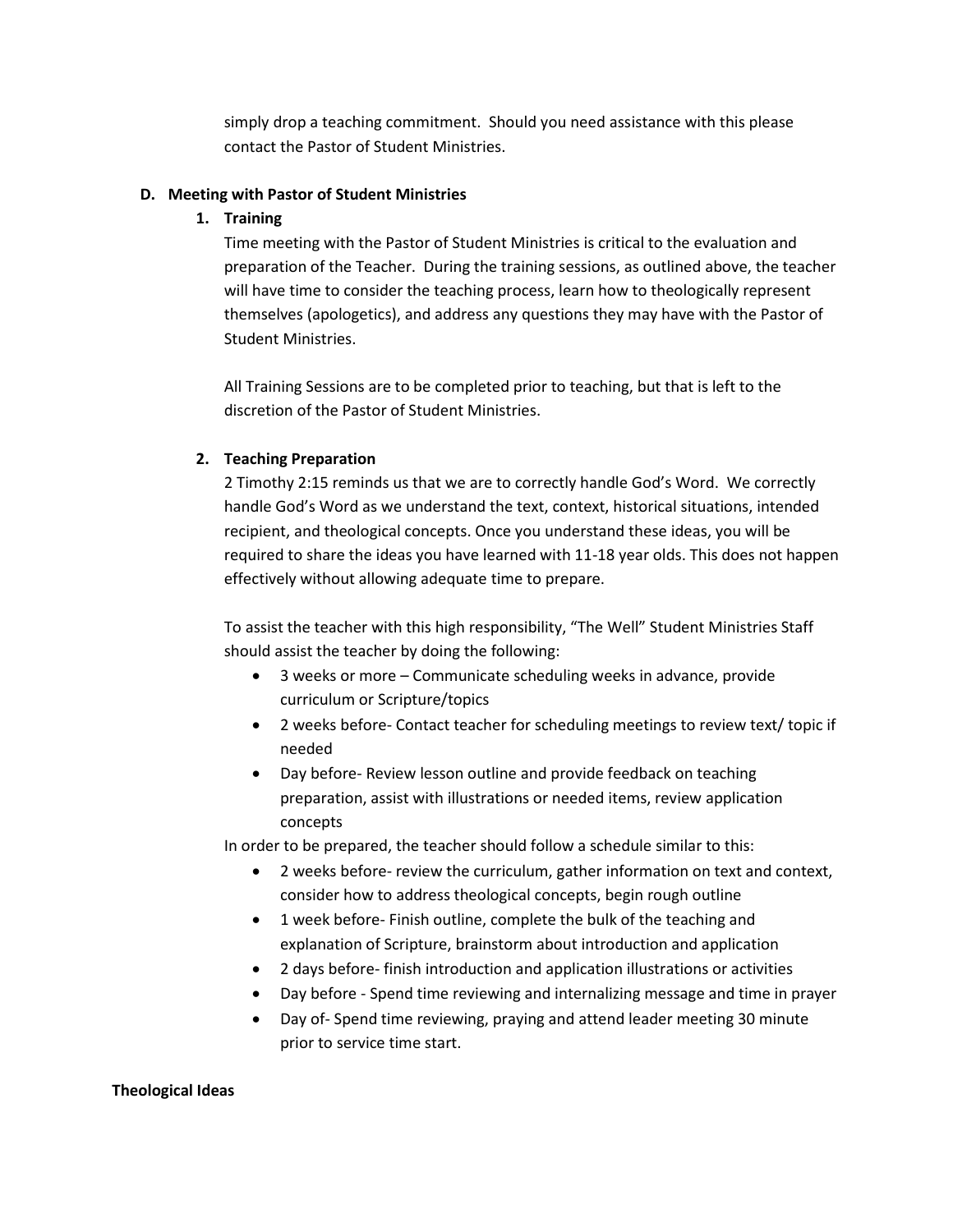simply drop a teaching commitment. Should you need assistance with this please contact the Pastor of Student Ministries.

### D. Meeting with Pastor of Student Ministries

#### 1. Training

Time meeting with the Pastor of Student Ministries is critical to the evaluation and preparation of the Teacher. During the training sessions, as outlined above, the teacher will have time to consider the teaching process, learn how to theologically represent themselves (apologetics), and address any questions they may have with the Pastor of Student Ministries.

All Training Sessions are to be completed prior to teaching, but that is left to the discretion of the Pastor of Student Ministries.

#### 2. Teaching Preparation

2 Timothy 2:15 reminds us that we are to correctly handle God's Word. We correctly handle God's Word as we understand the text, context, historical situations, intended recipient, and theological concepts. Once you understand these ideas, you will be required to share the ideas you have learned with 11-18 year olds. This does not happen effectively without allowing adequate time to prepare.

To assist the teacher with this high responsibility, "The Well" Student Ministries Staff should assist the teacher by doing the following:

- 3 weeks or more – Communicate scheduling weeks in advance, provide curriculum or Scripture/topics
- 2 weeks before- Contact teacher for scheduling meetings to review text/ topic if needed
- Day before- Review lesson outline and provide feedback on teaching preparation, assist with illustrations or needed items, review application concepts

In order to be prepared, the teacher should follow a schedule similar to this:

- 2 weeks before- review the curriculum, gather information on text and context, consider how to address theological concepts, begin rough outline
- 1 week before- Finish outline, complete the bulk of the teaching and explanation of Scripture, brainstorm about introduction and application
- 2 days before- finish introduction and application illustrations or activities
- Day before - Spend time reviewing and internalizing message and time in prayer
- Day of- Spend time reviewing, praying and attend leader meeting 30 minute prior to service time start.

**Theological Ideas**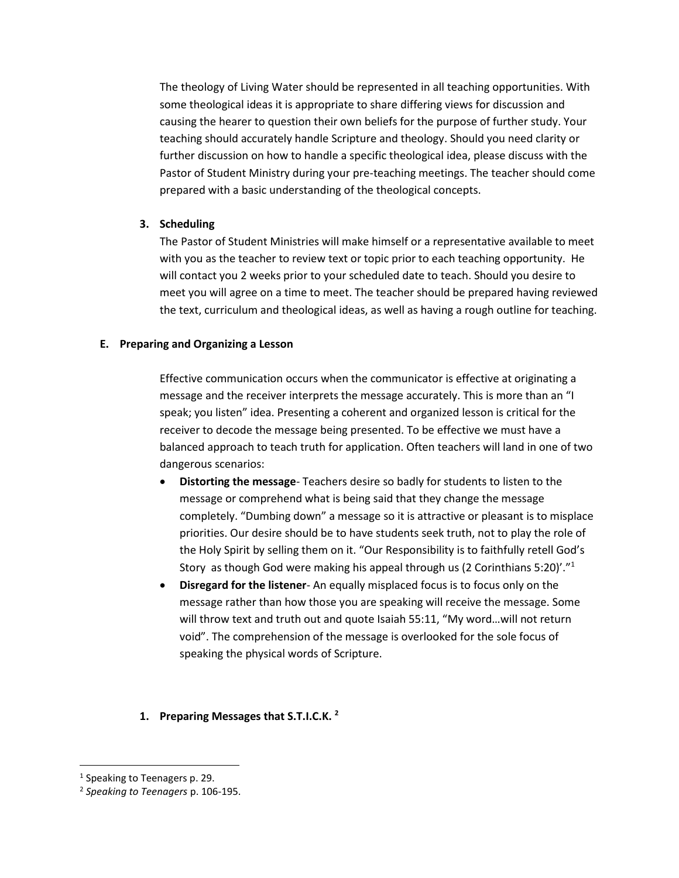The theology of Living Water should be represented in all teaching opportunities. With some theological ideas it is appropriate to share differing views for discussion and causing the hearer to question their own beliefs for the purpose of further study. Your teaching should accurately handle Scripture and theology. Should you need clarity or further discussion on how to handle a specific theological idea, please discuss with the Pastor of Student Ministry during your pre-teaching meetings. The teacher should come prepared with a basic understanding of the theological concepts.

**3. Scheduling**

The Pastor of Student Ministries will make himself or a representative available to meet with you as the teacher to review text or topic prior to each teaching opportunity. He will contact you 2 weeks prior to your scheduled date to teach. Should you desire to meet you will agree on a time to meet. The teacher should be prepared having reviewed the text, curriculum and theological ideas, as well as having a rough outline for teaching.

**E. Preparing and Organizing a Lesson**

Effective communication occurs when the communicator is effective at originating a message and the receiver interprets the message accurately. This is more than an "I speak; you listen" idea. Presenting a coherent and organized lesson is critical for the receiver to decode the message being presented. To be effective we must have a balanced approach to teach truth for application. Often teachers will land in one of two dangerous scenarios:

- **Distorting the message**- Teachers desire so badly for students to listen to the message or comprehend what is being said that they change the message completely. "Dumbing down" a message so it is attractive or pleasant is to misplace priorities. Our desire should be to have students seek truth, not to play the role of the Holy Spirit by selling them on it. "Our Responsibility is to faithfully retell God's Story as though God were making his appeal through us (2 Corinthians 5:20)'."[1]
- **Disregard for the listener**- An equally misplaced focus is to focus only on the message rather than how those you are speaking will receive the message. Some will throw text and truth out and quote Isaiah 55:11, "My word…will not return void". The comprehension of the message is overlooked for the sole focus of speaking the physical words of Scripture.

**1. Preparing Messages that S.T.I.C.K. [2]**

[1] Speaking to Teenagers p. 29.

[2] *Speaking to Teenagers* p. 106-195.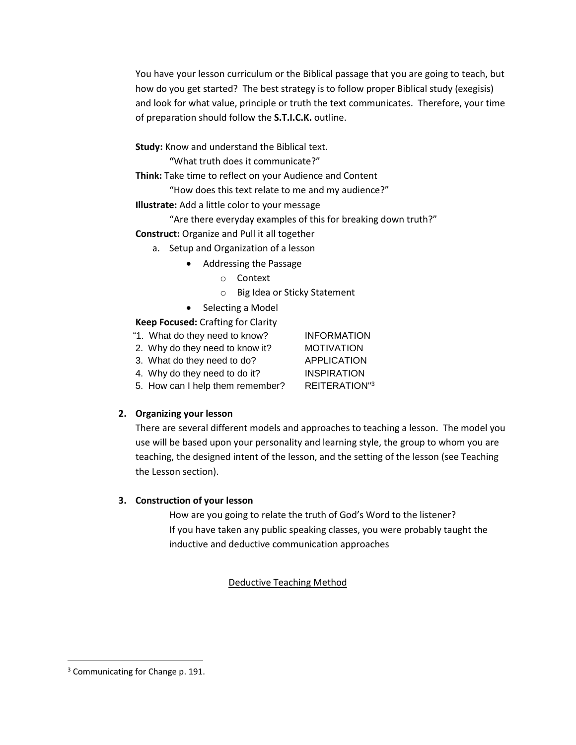You have your lesson curriculum or the Biblical passage that you are going to teach, but how do you get started? The best strategy is to follow proper Biblical study (exegisis) and look for what value, principle or truth the text communicates. Therefore, your time of preparation should follow the **S.T.I.C.K.** outline.

**Study:** Know and understand the Biblical text.

**"**What truth does it communicate?"

**Think:** Take time to reflect on your Audience and Content

"How does this text relate to me and my audience?"

**Illustrate:** Add a little color to your message

"Are there everyday examples of this for breaking down truth?"

**Construct:** Organize and Pull it all together

a. Setup and Organization of a lesson
   - Addressing the Passage
     - Context
     - Big Idea or Sticky Statement
   - Selecting a Model

**Keep Focused:** Crafting for Clarity

"1. What do they need to know? INFORMATION
2. Why do they need to know it? MOTIVATION
3. What do they need to do? APPLICATION
4. Why do they need to do it? INSPIRATION
5. How can I help them remember? REITERATION"[3]

**2. Organizing your lesson**

There are several different models and approaches to teaching a lesson. The model you use will be based upon your personality and learning style, the group to whom you are teaching, the designed intent of the lesson, and the setting of the lesson (see Teaching the Lesson section).

**3. Construction of your lesson**

How are you going to relate the truth of God's Word to the listener?
If you have taken any public speaking classes, you were probably taught the inductive and deductive communication approaches

<u>Deductive Teaching Method</u>

[3] Communicating for Change p. 191.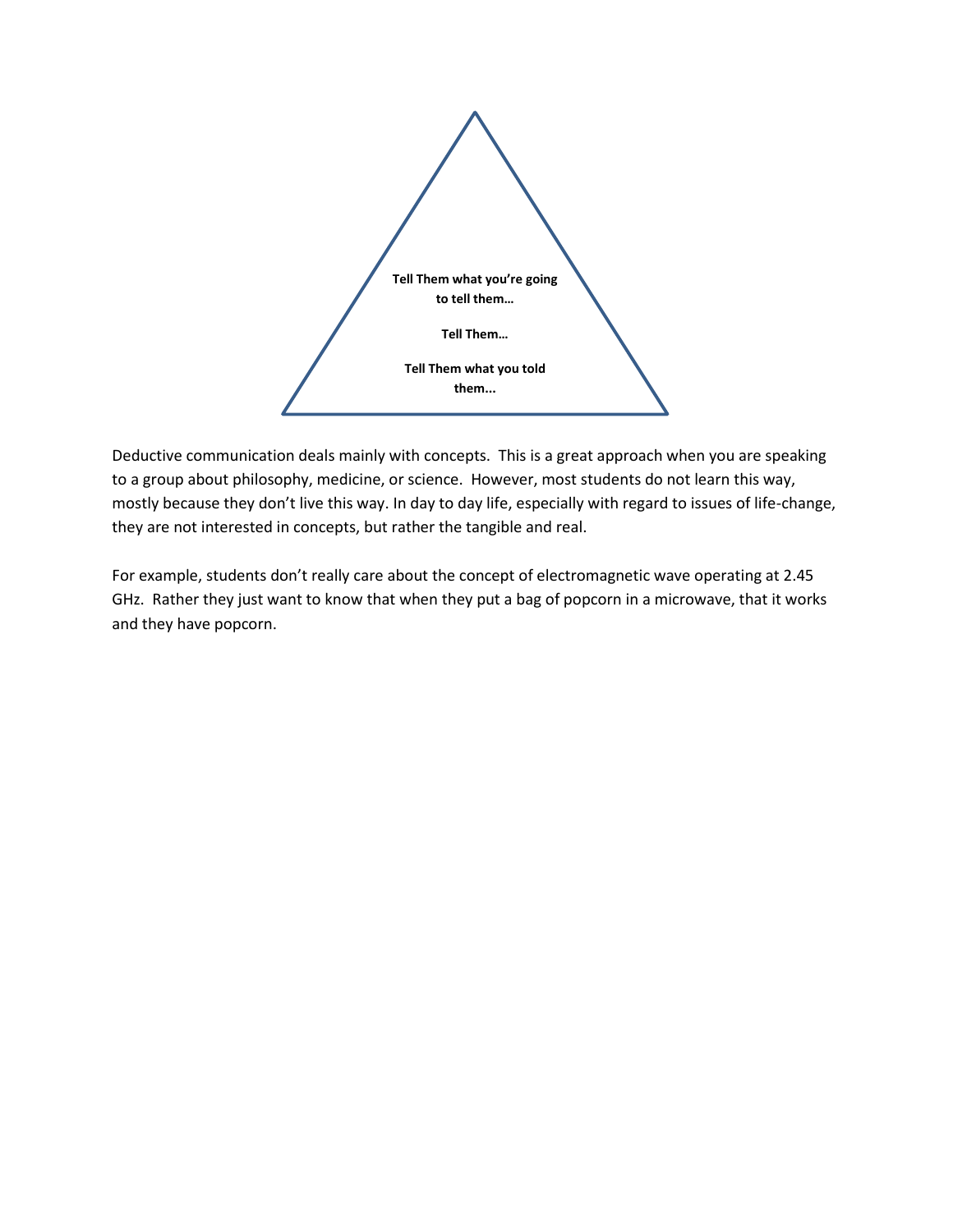**Tell Them what you're going to tell them…**

**Tell Them…**

**Tell Them what you told them...**

Deductive communication deals mainly with concepts. This is a great approach when you are speaking to a group about philosophy, medicine, or science. However, most students do not learn this way, mostly because they don't live this way. In day to day life, especially with regard to issues of life-change, they are not interested in concepts, but rather the tangible and real.

For example, students don't really care about the concept of electromagnetic wave operating at 2.45 GHz. Rather they just want to know that when they put a bag of popcorn in a microwave, that it works and they have popcorn.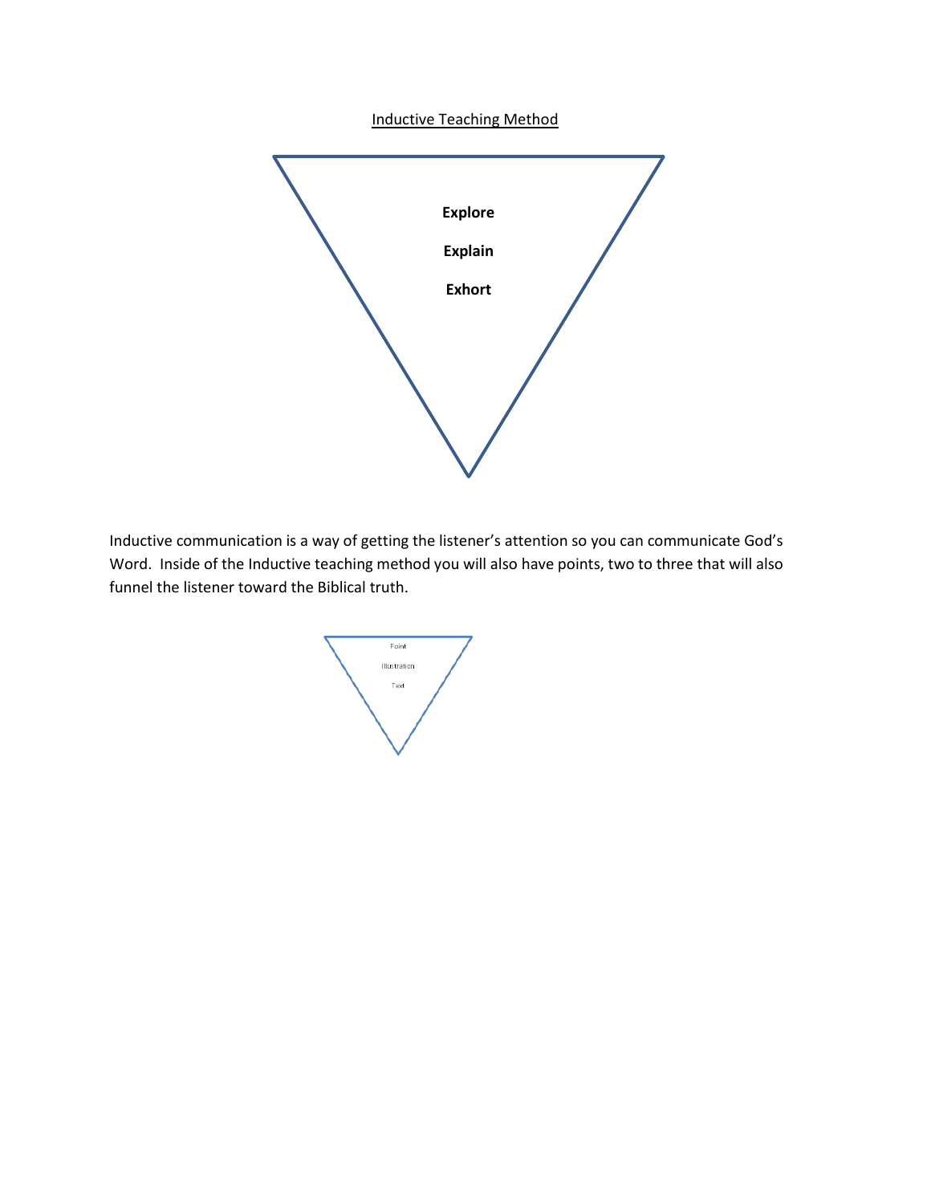## Inductive Teaching Method

**Explore**

**Explain**

**Exhort**

Inductive communication is a way of getting the listener's attention so you can communicate God's Word. Inside of the Inductive teaching method you will also have points, two to three that will also funnel the listener toward the Biblical truth.

Point

Illustration

Text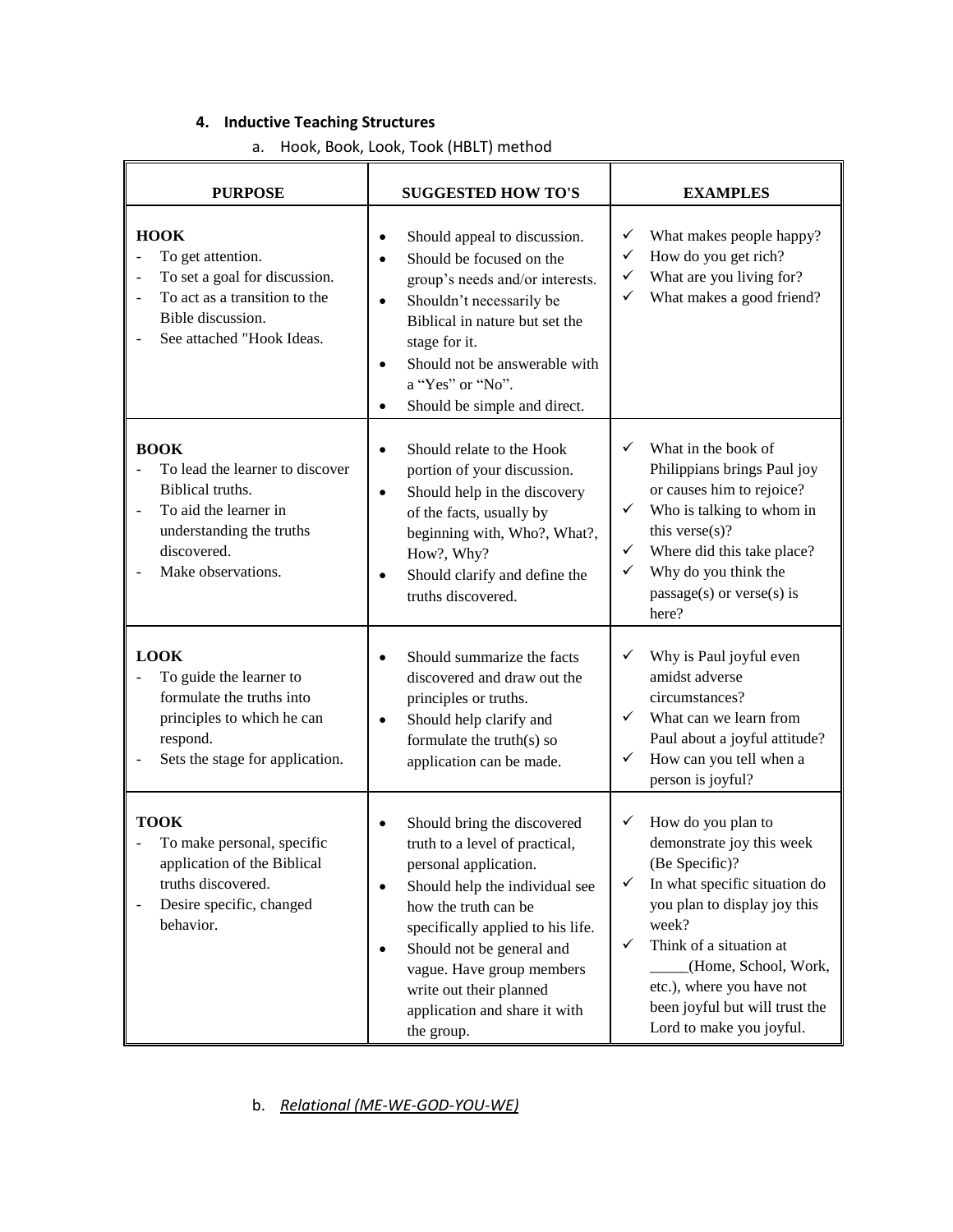## 4. Inductive Teaching Structures

a. Hook, Book, Look, Took (HBLT) method

| PURPOSE | SUGGESTED HOW TO'S | EXAMPLES |
|---|---|---|
| **HOOK**<br>- To get attention.<br>- To set a goal for discussion.<br>- To act as a transition to the Bible discussion.<br>- See attached "Hook Ideas. | • Should appeal to discussion.<br>• Should be focused on the group's needs and/or interests.<br>• Shouldn't necessarily be Biblical in nature but set the stage for it.<br>• Should not be answerable with a "Yes" or "No".<br>• Should be simple and direct. | ✓ What makes people happy?<br>✓ How do you get rich?<br>✓ What are you living for?<br>✓ What makes a good friend? |
| **BOOK**<br>- To lead the learner to discover Biblical truths.<br>- To aid the learner in understanding the truths discovered.<br>- Make observations. | • Should relate to the Hook portion of your discussion.<br>• Should help in the discovery of the facts, usually by beginning with, Who?, What?, How?, Why?<br>• Should clarify and define the truths discovered. | ✓ What in the book of Philippians brings Paul joy or causes him to rejoice?<br>✓ Who is talking to whom in this verse(s)?<br>✓ Where did this take place?<br>✓ Why do you think the passage(s) or verse(s) is here? |
| **LOOK**<br>- To guide the learner to formulate the truths into principles to which he can respond.<br>- Sets the stage for application. | • Should summarize the facts discovered and draw out the principles or truths.<br>• Should help clarify and formulate the truth(s) so application can be made. | ✓ Why is Paul joyful even amidst adverse circumstances?<br>✓ What can we learn from Paul about a joyful attitude?<br>✓ How can you tell when a person is joyful? |
| **TOOK**<br>- To make personal, specific application of the Biblical truths discovered.<br>- Desire specific, changed behavior. | • Should bring the discovered truth to a level of practical, personal application.<br>• Should help the individual see how the truth can be specifically applied to his life.<br>• Should not be general and vague. Have group members write out their planned application and share it with the group. | ✓ How do you plan to demonstrate joy this week (Be Specific)?<br>✓ In what specific situation do you plan to display joy this week?<br>✓ Think of a situation at _____(Home, School, Work, etc.), where you have not been joyful but will trust the Lord to make you joyful. |

b. ***Relational (ME-WE-GOD-YOU-WE)***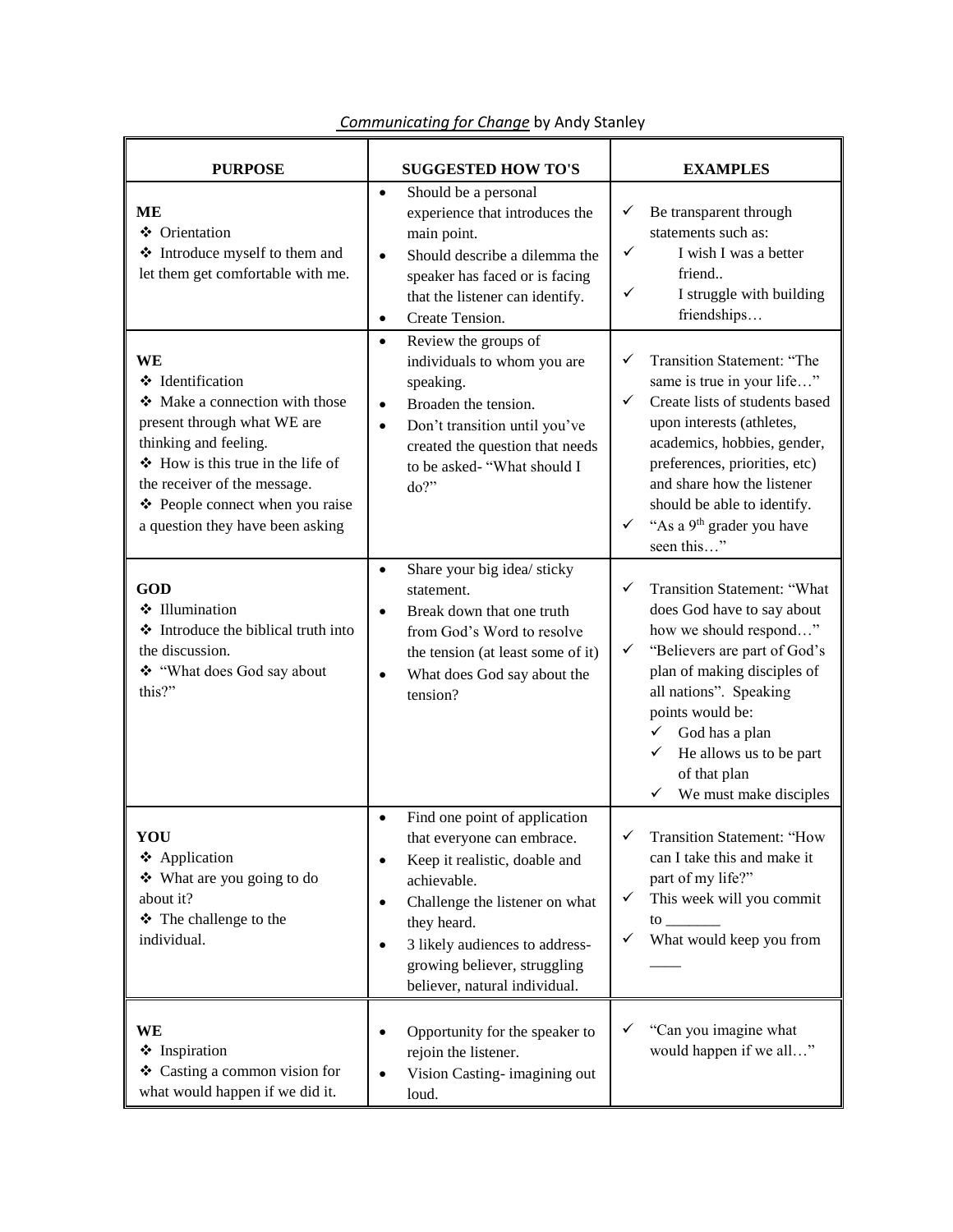*Communicating for Change* by Andy Stanley

| PURPOSE | SUGGESTED HOW TO'S | EXAMPLES |
|---|---|---|
| **ME**<br>❖ Orientation<br>❖ Introduce myself to them and let them get comfortable with me. | • Should be a personal experience that introduces the main point.<br>• Should describe a dilemma the speaker has faced or is facing that the listener can identify.<br>• Create Tension. | ✓ Be transparent through statements such as:<br>✓ I wish I was a better friend..<br>✓ I struggle with building friendships… |
| **WE**<br>❖ Identification<br>❖ Make a connection with those present through what WE are thinking and feeling.<br>❖ How is this true in the life of the receiver of the message.<br>❖ People connect when you raise a question they have been asking | • Review the groups of individuals to whom you are speaking.<br>• Broaden the tension.<br>• Don't transition until you've created the question that needs to be asked- "What should I do?" | ✓ Transition Statement: "The same is true in your life…"<br>✓ Create lists of students based upon interests (athletes, academics, hobbies, gender, preferences, priorities, etc) and share how the listener should be able to identify.<br>✓ "As a 9th grader you have seen this…" |
| **GOD**<br>❖ Illumination<br>❖ Introduce the biblical truth into the discussion.<br>❖ "What does God say about this?" | • Share your big idea/ sticky statement.<br>• Break down that one truth from God's Word to resolve the tension (at least some of it)<br>• What does God say about the tension? | ✓ Transition Statement: "What does God have to say about how we should respond…"<br>✓ "Believers are part of God's plan of making disciples of all nations". Speaking points would be:<br>✓ God has a plan<br>✓ He allows us to be part of that plan<br>✓ We must make disciples |
| **YOU**<br>❖ Application<br>❖ What are you going to do about it?<br>❖ The challenge to the individual. | • Find one point of application that everyone can embrace.<br>• Keep it realistic, doable and achievable.<br>• Challenge the listener on what they heard.<br>• 3 likely audiences to address- growing believer, struggling believer, natural individual. | ✓ Transition Statement: "How can I take this and make it part of my life?"<br>✓ This week will you commit to _______<br>✓ What would keep you from ____ |
| **WE**<br>❖ Inspiration<br>❖ Casting a common vision for what would happen if we did it. | • Opportunity for the speaker to rejoin the listener.<br>• Vision Casting- imagining out loud. | ✓ "Can you imagine what would happen if we all…" |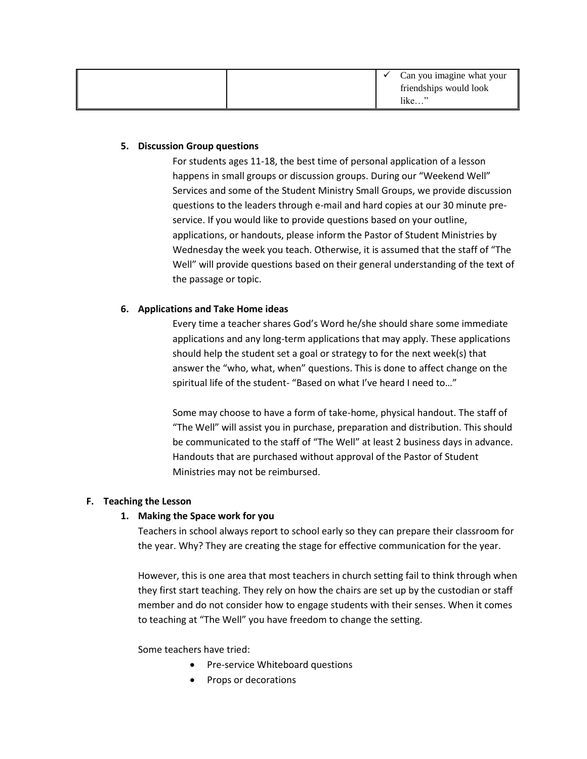| | | ✓ Can you imagine what your friendships would look like…” |
|---|---|---|

5. **Discussion Group questions**

   For students ages 11-18, the best time of personal application of a lesson happens in small groups or discussion groups. During our “Weekend Well” Services and some of the Student Ministry Small Groups, we provide discussion questions to the leaders through e-mail and hard copies at our 30 minute pre-service. If you would like to provide questions based on your outline, applications, or handouts, please inform the Pastor of Student Ministries by Wednesday the week you teach. Otherwise, it is assumed that the staff of “The Well” will provide questions based on their general understanding of the text of the passage or topic.

6. **Applications and Take Home ideas**

   Every time a teacher shares God’s Word he/she should share some immediate applications and any long-term applications that may apply. These applications should help the student set a goal or strategy to for the next week(s) that answer the “who, what, when” questions. This is done to affect change on the spiritual life of the student- “Based on what I’ve heard I need to…”

   Some may choose to have a form of take-home, physical handout. The staff of “The Well” will assist you in purchase, preparation and distribution. This should be communicated to the staff of “The Well” at least 2 business days in advance. Handouts that are purchased without approval of the Pastor of Student Ministries may not be reimbursed.

**F. Teaching the Lesson**

1. **Making the Space work for you**

   Teachers in school always report to school early so they can prepare their classroom for the year. Why? They are creating the stage for effective communication for the year.

   However, this is one area that most teachers in church setting fail to think through when they first start teaching. They rely on how the chairs are set up by the custodian or staff member and do not consider how to engage students with their senses. When it comes to teaching at “The Well” you have freedom to change the setting.

   Some teachers have tried:

   - Pre-service Whiteboard questions
   - Props or decorations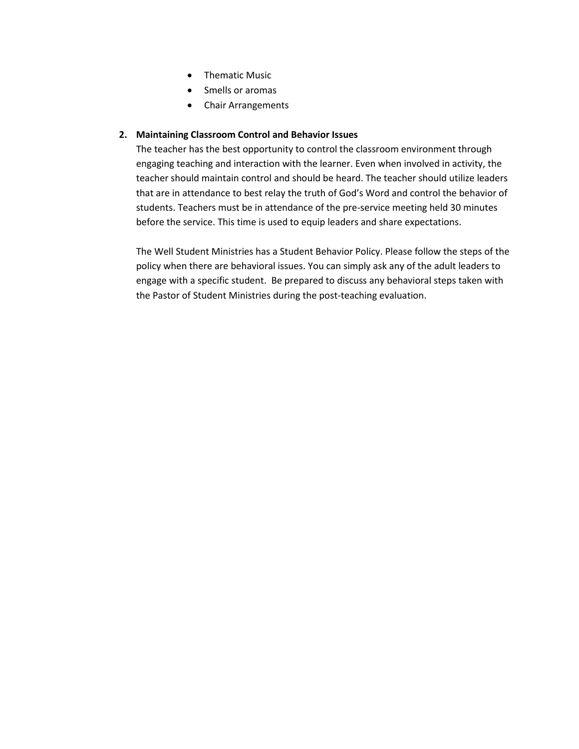- Thematic Music
- Smells or aromas
- Chair Arrangements

2. **Maintaining Classroom Control and Behavior Issues**

   The teacher has the best opportunity to control the classroom environment through engaging teaching and interaction with the learner. Even when involved in activity, the teacher should maintain control and should be heard. The teacher should utilize leaders that are in attendance to best relay the truth of God's Word and control the behavior of students. Teachers must be in attendance of the pre-service meeting held 30 minutes before the service. This time is used to equip leaders and share expectations.

   The Well Student Ministries has a Student Behavior Policy. Please follow the steps of the policy when there are behavioral issues. You can simply ask any of the adult leaders to engage with a specific student. Be prepared to discuss any behavioral steps taken with the Pastor of Student Ministries during the post-teaching evaluation.